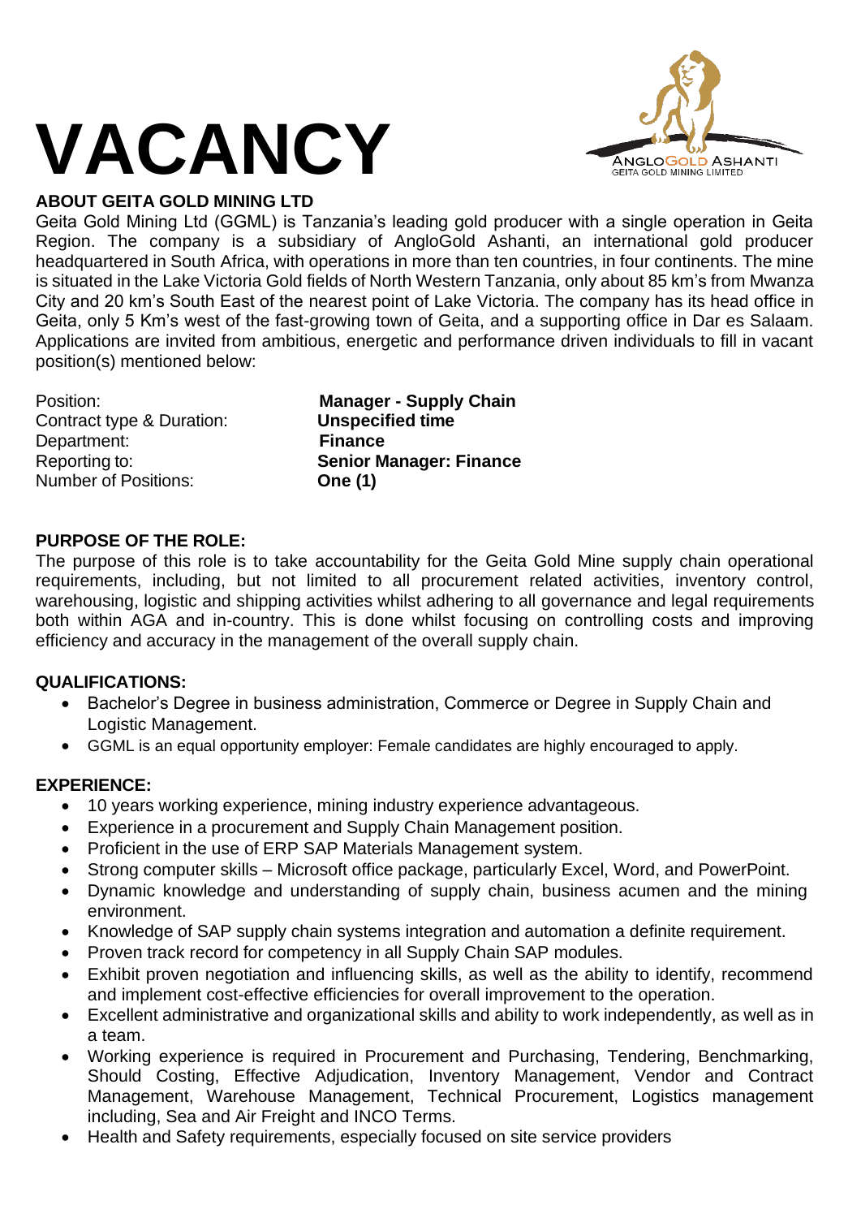# VACANCY

ANGLOGOLD ASHANTI
GEITA GOLD MINING LIMITED

## ABOUT GEITA GOLD MINING LTD

Geita Gold Mining Ltd (GGML) is Tanzania's leading gold producer with a single operation in Geita Region. The company is a subsidiary of AngloGold Ashanti, an international gold producer headquartered in South Africa, with operations in more than ten countries, in four continents. The mine is situated in the Lake Victoria Gold fields of North Western Tanzania, only about 85 km's from Mwanza City and 20 km's South East of the nearest point of Lake Victoria. The company has its head office in Geita, only 5 Km's west of the fast-growing town of Geita, and a supporting office in Dar es Salaam. Applications are invited from ambitious, energetic and performance driven individuals to fill in vacant position(s) mentioned below:

| | |
|---|---|
| Position: | **Manager - Supply Chain** |
| Contract type & Duration: | **Unspecified time** |
| Department: | **Finance** |
| Reporting to: | **Senior Manager: Finance** |
| Number of Positions: | **One (1)** |

## PURPOSE OF THE ROLE:

The purpose of this role is to take accountability for the Geita Gold Mine supply chain operational requirements, including, but not limited to all procurement related activities, inventory control, warehousing, logistic and shipping activities whilst adhering to all governance and legal requirements both within AGA and in-country. This is done whilst focusing on controlling costs and improving efficiency and accuracy in the management of the overall supply chain.

## QUALIFICATIONS:

- Bachelor's Degree in business administration, Commerce or Degree in Supply Chain and Logistic Management.
- GGML is an equal opportunity employer: Female candidates are highly encouraged to apply.

## EXPERIENCE:

- 10 years working experience, mining industry experience advantageous.
- Experience in a procurement and Supply Chain Management position.
- Proficient in the use of ERP SAP Materials Management system.
- Strong computer skills – Microsoft office package, particularly Excel, Word, and PowerPoint.
- Dynamic knowledge and understanding of supply chain, business acumen and the mining environment.
- Knowledge of SAP supply chain systems integration and automation a definite requirement.
- Proven track record for competency in all Supply Chain SAP modules.
- Exhibit proven negotiation and influencing skills, as well as the ability to identify, recommend and implement cost-effective efficiencies for overall improvement to the operation.
- Excellent administrative and organizational skills and ability to work independently, as well as in a team.
- Working experience is required in Procurement and Purchasing, Tendering, Benchmarking, Should Costing, Effective Adjudication, Inventory Management, Vendor and Contract Management, Warehouse Management, Technical Procurement, Logistics management including, Sea and Air Freight and INCO Terms.
- Health and Safety requirements, especially focused on site service providers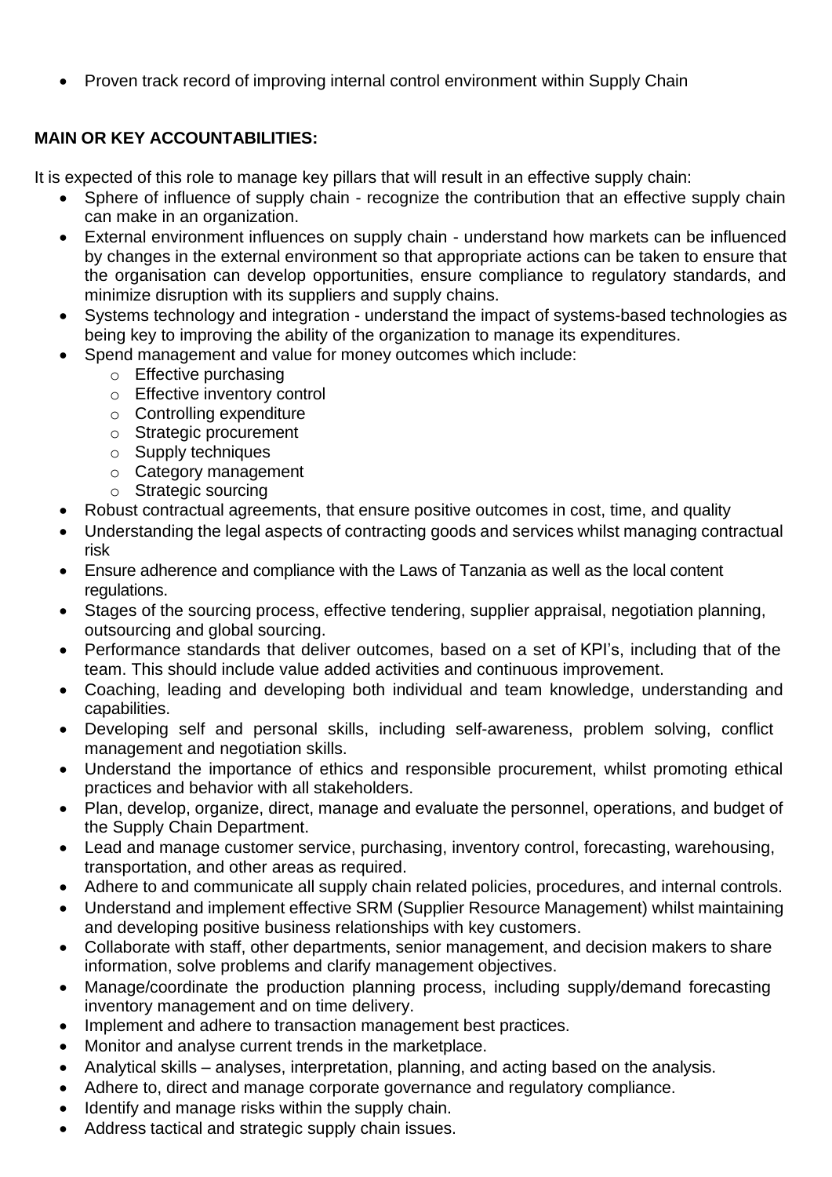- Proven track record of improving internal control environment within Supply Chain

**MAIN OR KEY ACCOUNTABILITIES:**

It is expected of this role to manage key pillars that will result in an effective supply chain:

- Sphere of influence of supply chain - recognize the contribution that an effective supply chain can make in an organization.
- External environment influences on supply chain - understand how markets can be influenced by changes in the external environment so that appropriate actions can be taken to ensure that the organisation can develop opportunities, ensure compliance to regulatory standards, and minimize disruption with its suppliers and supply chains.
- Systems technology and integration - understand the impact of systems-based technologies as being key to improving the ability of the organization to manage its expenditures.
- Spend management and value for money outcomes which include:
    - Effective purchasing
    - Effective inventory control
    - Controlling expenditure
    - Strategic procurement
    - Supply techniques
    - Category management
    - Strategic sourcing
- Robust contractual agreements, that ensure positive outcomes in cost, time, and quality
- Understanding the legal aspects of contracting goods and services whilst managing contractual risk
- Ensure adherence and compliance with the Laws of Tanzania as well as the local content regulations.
- Stages of the sourcing process, effective tendering, supplier appraisal, negotiation planning, outsourcing and global sourcing.
- Performance standards that deliver outcomes, based on a set of KPI's, including that of the team. This should include value added activities and continuous improvement.
- Coaching, leading and developing both individual and team knowledge, understanding and capabilities.
- Developing self and personal skills, including self-awareness, problem solving, conflict management and negotiation skills.
- Understand the importance of ethics and responsible procurement, whilst promoting ethical practices and behavior with all stakeholders.
- Plan, develop, organize, direct, manage and evaluate the personnel, operations, and budget of the Supply Chain Department.
- Lead and manage customer service, purchasing, inventory control, forecasting, warehousing, transportation, and other areas as required.
- Adhere to and communicate all supply chain related policies, procedures, and internal controls.
- Understand and implement effective SRM (Supplier Resource Management) whilst maintaining and developing positive business relationships with key customers.
- Collaborate with staff, other departments, senior management, and decision makers to share information, solve problems and clarify management objectives.
- Manage/coordinate the production planning process, including supply/demand forecasting inventory management and on time delivery.
- Implement and adhere to transaction management best practices.
- Monitor and analyse current trends in the marketplace.
- Analytical skills – analyses, interpretation, planning, and acting based on the analysis.
- Adhere to, direct and manage corporate governance and regulatory compliance.
- Identify and manage risks within the supply chain.
- Address tactical and strategic supply chain issues.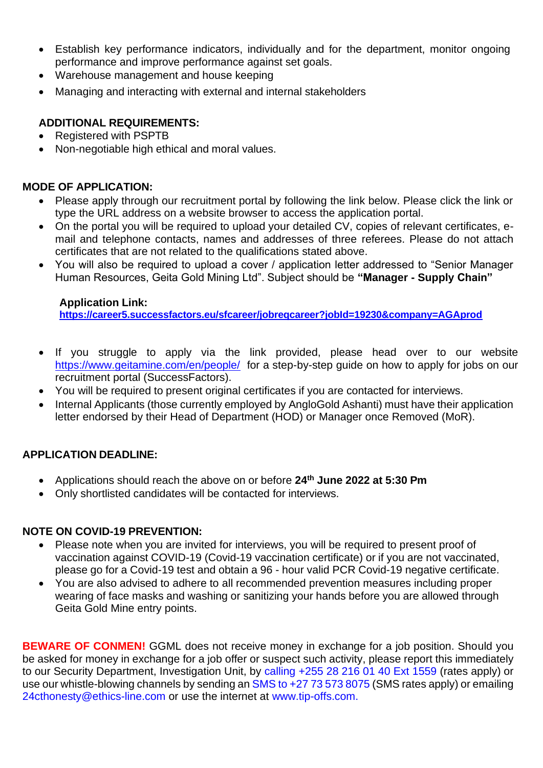- Establish key performance indicators, individually and for the department, monitor ongoing performance and improve performance against set goals.
- Warehouse management and house keeping
- Managing and interacting with external and internal stakeholders

**ADDITIONAL REQUIREMENTS:**

- Registered with PSPTB
- Non-negotiable high ethical and moral values.

**MODE OF APPLICATION:**

- Please apply through our recruitment portal by following the link below. Please click the link or type the URL address on a website browser to access the application portal.
- On the portal you will be required to upload your detailed CV, copies of relevant certificates, e-mail and telephone contacts, names and addresses of three referees. Please do not attach certificates that are not related to the qualifications stated above.
- You will also be required to upload a cover / application letter addressed to "Senior Manager Human Resources, Geita Gold Mining Ltd". Subject should be **"Manager - Supply Chain"**

**Application Link:**
**https://career5.successfactors.eu/sfcareer/jobreqcareer?jobId=19230&company=AGAprod**

- If you struggle to apply via the link provided, please head over to our website https://www.geitamine.com/en/people/ for a step-by-step guide on how to apply for jobs on our recruitment portal (SuccessFactors).
- You will be required to present original certificates if you are contacted for interviews.
- Internal Applicants (those currently employed by AngloGold Ashanti) must have their application letter endorsed by their Head of Department (HOD) or Manager once Removed (MoR).

**APPLICATION DEADLINE:**

- Applications should reach the above on or before **24th June 2022 at 5:30 Pm**
- Only shortlisted candidates will be contacted for interviews.

**NOTE ON COVID-19 PREVENTION:**

- Please note when you are invited for interviews, you will be required to present proof of vaccination against COVID-19 (Covid-19 vaccination certificate) or if you are not vaccinated, please go for a Covid-19 test and obtain a 96 - hour valid PCR Covid-19 negative certificate.
- You are also advised to adhere to all recommended prevention measures including proper wearing of face masks and washing or sanitizing your hands before you are allowed through Geita Gold Mine entry points.

**BEWARE OF CONMEN!** GGML does not receive money in exchange for a job position. Should you be asked for money in exchange for a job offer or suspect such activity, please report this immediately to our Security Department, Investigation Unit, by calling +255 28 216 01 40 Ext 1559 (rates apply) or use our whistle-blowing channels by sending an SMS to +27 73 573 8075 (SMS rates apply) or emailing 24cthonesty@ethics-line.com or use the internet at www.tip-offs.com.